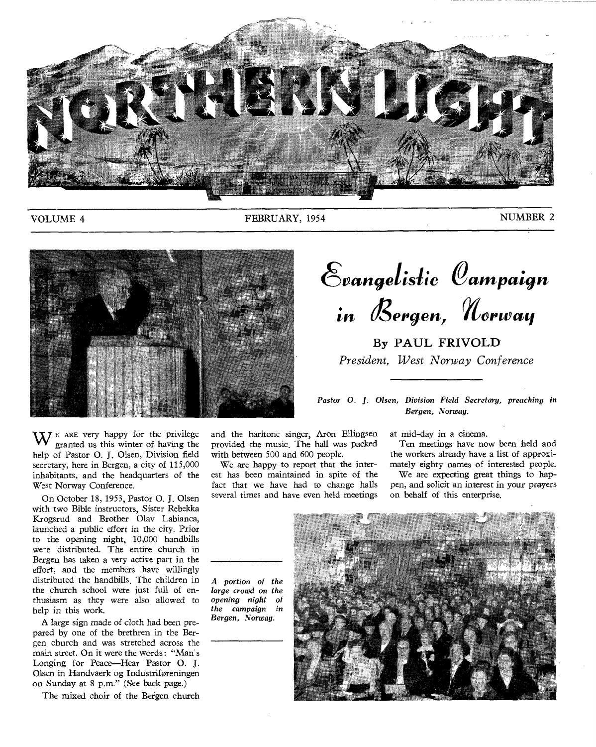# NORTHERN LIGHT

ORGAN OF THE NORTHERN EUROPEAN DIVISION

VOLUME 4 — FEBRUARY, 1954 — NUMBER 2

# Evangelistic Campaign in Bergen, Norway

**By PAUL FRIVOLD**

*President, West Norway Conference*

*Pastor O. J. Olsen, Division Field Secretary, preaching in Bergen, Norway.*

We are very happy for the privilege granted us this winter of having the help of Pastor O. J. Olsen, Division field secretary, here in Bergen, a city of 115,000 inhabitants, and the headquarters of the West Norway Conference.

On October 18, 1953, Pastor O. J. Olsen with two Bible instructors, Sister Rebekka Krogsrud and Brother Olav Labianca, launched a public effort in the city. Prior to the opening night, 10,000 handbills were distributed. The entire church in Bergen has taken a very active part in the effort, and the members have willingly distributed the handbills. The children in the church school were just full of enthusiasm as they were also allowed to help in this work.

A large sign made of cloth had been prepared by one of the brethren in the Bergen church and was stretched across the main street. On it were the words: "Man's Longing for Peace—Hear Pastor O. J. Olsen in Handvaerk og Industriføreningen on Sunday at 8 p.m." (See back page.)

The mixed choir of the Bergen church and the baritone singer, Aron Ellingsen provided the music. The hall was packed with between 500 and 600 people.

We are happy to report that the interest has been maintained in spite of the fact that we have had to change halls several times and have even held meetings at mid-day in a cinema.

Ten meetings have now been held and the workers already have a list of approximately eighty names of interested people.

We are expecting great things to happen, and solicit an interest in your prayers on behalf of this enterprise.

*A portion of the large crowd on the opening night of the campaign in Bergen, Norway.*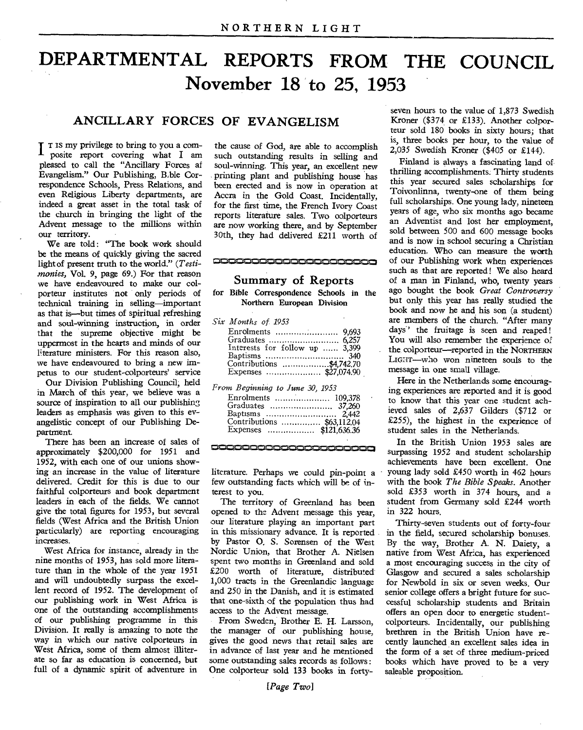# DEPARTMENTAL REPORTS FROM THE COUNCIL November 18 to 25, 1953

## ANCILLARY FORCES OF EVANGELISM

It is my privilege to bring to you a composite report covering what I am pleased to call the "Ancillary Forces af Evangelism." Our Publishing, Bible Correspondence Schools, Press Relations, and even Religious Liberty departments, are indeed a great asset in the total task of the church in bringing the light of the Advent message to the millions within our territory.

We are told: "The book work should be the means of quickly giving the sacred light of present truth to the world." (*Testimonies*, Vol. 9, page 69.) For that reason we have endeavoured to make our colporteur institutes not only periods of technical training in selling—important as that is—but times of spiritual refreshing and soul-winning instruction, in order that the supreme objective might be uppermost in the hearts and minds of our literature ministers. For this reason also, we have endeavoured to bring a new impetus to our student-colporteurs' service.

Our Division Publishing Council, held in March of this year, we believe was a source of inspiration to all our publishing leaders as emphasis was given to this evangelistic concept of our Publishing Department.

There has been an increase of sales of approximately $200,000 for 1951 and 1952, with each one of our unions showing an increase in the value of literature delivered. Credit for this is due to our faithful colporteurs and book department leaders in each of the fields. We cannot give the total figures for 1953, but several fields (West Africa and the British Union particularly) are reporting encouraging increases.

West Africa for instance, already in the nine months of 1953, has sold more literature than in the whole of the year 1951 and will undoubtedly surpass the excellent record of 1952. The development of our publishing work in West Africa is one of the outstanding accomplishments of our publishing programme in this Division. It really is amazing to note the way in which our native colporteurs in West Africa, some of them almost illiterate so far as education is concerned, but full of a dynamic spirit of adventure in the cause of God, are able to accomplish such outstanding results in selling and soul-winning. This year, an excellent new printing plant and publishing house has been erected and is now in operation at Accra in the Gold Coast. Incidentally, for the first time, the French Ivory Coast reports literature sales. Two colporteurs are now working there, and by September 30th, they had delivered £211 worth of literature. Perhaps we could pin-point a few outstanding facts which will be of interest to you.

---

### Summary of Reports

**for Bible Correspondence Schools in the Northern European Division**

*Six Months of 1953*

| | |
|---|---|
| Enrolments | 9,693 |
| Graduates | 6,257 |
| Interests for follow up | 3,399 |
| Baptisms | 340 |
| Contributions | $4,742.70 |
| Expenses | $27,074.90 |

*From Beginning to June 30, 1953*

| | |
|---|---|
| Enrolments | 109,378 |
| Graduates | 37,260 |
| Baptisms | 2,442 |
| Contributions | $63,112.04 |
| Expenses | $121,636.36 |

---

The territory of Greenland has been opened to the Advent message this year, our literature playing an important part in this missionary advance. It is reported by Pastor O. S. Sorensen of the West Nordic Union, that Brother A. Nielsen spent two months in Greenland and sold £200 worth of literature, distributed 1,000 tracts in the Greenlandic language and 250 in the Danish, and it is estimated that one-sixth of the population thus had access to the Advent message.

From Sweden, Brother E. H. Larsson, the manager of our publishing house, gives the good news that retail sales are in advance of last year and he mentioned some outstanding sales records as follows: One colporteur sold 133 books in forty-seven hours to the value of 1,873 Swedish Kroner ($374 or £133). Another colporteur sold 180 books in sixty hours; that is, three books per hour, to the value of 2,035 Swedish Kroner ($405 or £144).

Finland is always a fascinating land of thrilling accomplishments. Thirty students this year secured sales scholarships for Toivonlinna, twenty-one of them being full scholarships. One young lady, nineteen years of age, who six months ago became an Adventist and lost her employment, sold between 500 and 600 message books and is now in school securing a Christian education. Who can measure the worth of our Publishing work when experiences such as that are reported! We also heard of a man in Finland, who, twenty years ago bought the book *Great Controversy* but only this year has really studied the book and now he and his son (a student) are members of the church. "After many days" the fruitage is seen and reaped! You will also remember the experience of the colporteur—reported in the NORTHERN LIGHT—who won nineteen souls to the message in one small village.

Here in the Netherlands some encouraging experiences are reported and it is good to know that this year one student achieved sales of 2,637 Gilders ($712 or £255), the highest in the experience of student sales in the Netherlands.

In the British Union 1953 sales are surpassing 1952 and student scholarship achievements have been excellent. One young lady sold £450 worth in 462 hours with the book *The Bible Speaks*. Another sold £353 worth in 374 hours, and a student from Germany sold £244 worth in 322 hours.

Thirty-seven students out of forty-four in the field, secured scholarship bonuses. By the way, Brother A. N. Daiety, a native from West Africa, has experienced a most encouraging success in the city of Glasgow and secured a sales scholarship for Newbold in six or seven weeks. Our senior college offers a bright future for successful scholarship students and Britain offers an open door to energetic student-colporteurs. Incidentally, our publishing brethren in the British Union have recently launched an excellent sales idea in the form of a set of three medium-priced books which have proved to be a very saleable proposition.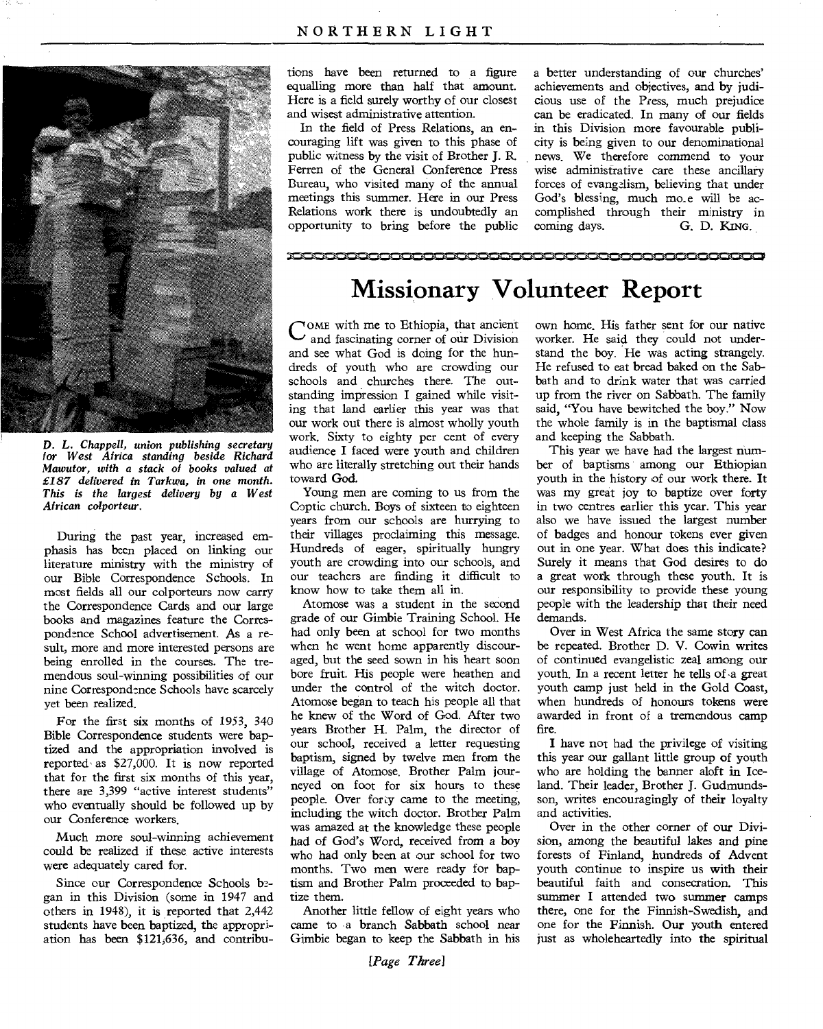*D. L. Chappell, union publishing secretary for West Africa standing beside Richard Mawutor, with a stack of books valued at £187 delivered in Tarkwa, in one month. This is the largest delivery by a West African colporteur.*

During the past year, increased emphasis has been placed on linking our literature ministry with the ministry of our Bible Correspondence Schools. In most fields all our colporteurs now carry the Correspondence Cards and our large books and magazines feature the Correspondence School advertisement. As a result, more and more interested persons are being enrolled in the courses. The tremendous soul-winning possibilities of our nine Correspondence Schools have scarcely yet been realized.

For the first six months of 1953, 340 Bible Correspondence students were baptized and the appropriation involved is reported as $27,000. It is now reported that for the first six months of this year, there are 3,399 "active interest students" who eventually should be followed up by our Conference workers.

Much more soul-winning achievement could be realized if these active interests were adequately cared for.

Since our Correspondence Schools began in this Division (some in 1947 and others in 1948), it is reported that 2,442 students have been baptized, the appropriation has been $121,636, and contributions have been returned to a figure equalling more than half that amount. Here is a field surely worthy of our closest and wisest administrative attention.

In the field of Press Relations, an encouraging lift was given to this phase of public witness by the visit of Brother J. R. Ferren of the General Conference Press Bureau, who visited many of the annual meetings this summer. Here in our Press Relations work there is undoubtedly an opportunity to bring before the public a better understanding of our churches' achievements and objectives, and by judicious use of the Press, much prejudice can be eradicated. In many of our fields in this Division more favourable publicity is being given to our denominational news. We therefore commend to your wise administrative care these ancillary forces of evangelism, believing that under God's blessing, much more will be accomplished through their ministry in coming days.

G. D. King.

# Missionary Volunteer Report

Come with me to Ethiopia, that ancient and fascinating corner of our Division and see what God is doing for the hundreds of youth who are crowding our schools and churches there. The outstanding impression I gained while visiting that land earlier this year was that our work out there is almost wholly youth work. Sixty to eighty per cent of every audience I faced were youth and children who are literally stretching out their hands toward God.

Young men are coming to us from the Coptic church. Boys of sixteen to eighteen years from our schools are hurrying to their villages proclaiming this message. Hundreds of eager, spiritually hungry youth are crowding into our schools, and our teachers are finding it difficult to know how to take them all in.

Atomose was a student in the second grade of our Gimbie Training School. He had only been at school for two months when he went home apparently discouraged, but the seed sown in his heart soon bore fruit. His people were heathen and under the control of the witch doctor. Atomose began to teach his people all that he knew of the Word of God. After two years Brother H. Palm, the director of our school, received a letter requesting baptism, signed by twelve men from the village of Atomose. Brother Palm journeyed on foot for six hours to these people. Over forty came to the meeting, including the witch doctor. Brother Palm was amazed at the knowledge these people had of God's Word, received from a boy who had only been at our school for two months. Two men were ready for baptism and Brother Palm proceeded to baptize them.

Another little fellow of eight years who came to a branch Sabbath school near Gimbie began to keep the Sabbath in his own home. His father sent for our native worker. He said they could not understand the boy. He was acting strangely. He refused to eat bread baked on the Sabbath and to drink water that was carried up from the river on Sabbath. The family said, "You have bewitched the boy." Now the whole family is in the baptismal class and keeping the Sabbath.

This year we have had the largest number of baptisms among our Ethiopian youth in the history of our work there. It was my great joy to baptize over forty in two centres earlier this year. This year also we have issued the largest number of badges and honour tokens ever given out in one year. What does this indicate? Surely it means that God desires to do a great work through these youth. It is our responsibility to provide these young people with the leadership that their need demands.

Over in West Africa the same story can be repeated. Brother D. V. Cowin writes of continued evangelistic zeal among our youth. In a recent letter he tells of a great youth camp just held in the Gold Coast, when hundreds of honours tokens were awarded in front of a tremendous camp fire.

I have not had the privilege of visiting this year our gallant little group of youth who are holding the banner aloft in Iceland. Their leader, Brother J. Gudmundsson, writes encouragingly of their loyalty and activities.

Over in the other corner of our Division, among the beautiful lakes and pine forests of Finland, hundreds of Advent youth continue to inspire us with their beautiful faith and consecration. This summer I attended two summer camps there, one for the Finnish-Swedish, and one for the Finnish. Our youth entered just as wholeheartedly into the spiritual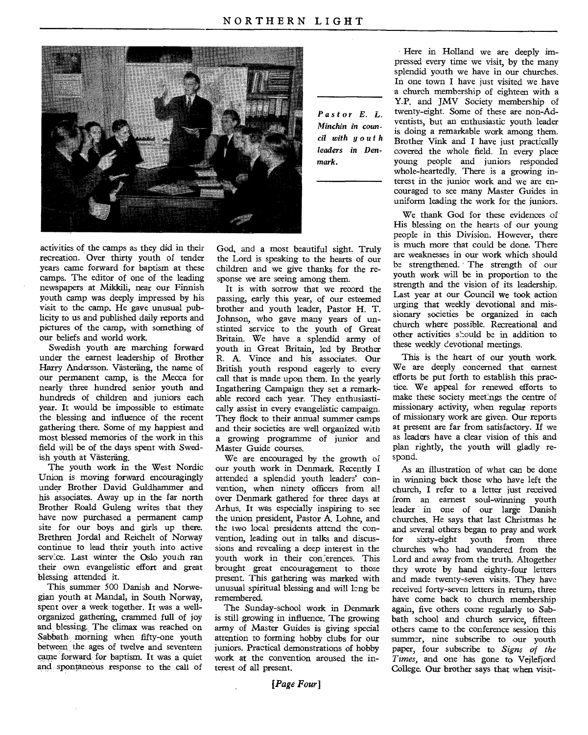*Pastor E. L. Minchin in council with youth leaders in Denmark.*

activities of the camps as they did in their recreation. Over thirty youth of tender years came forward for baptism at these camps. The editor of one of the leading newspapers at Mikkili, near our Finnish youth camp was deeply impressed by his visit to the camp. He gave unusual publicity to us and published daily reports and pictures of the camp, with something of our beliefs and world work.

Swedish youth are marching forward under the earnest leadership of Brother Harry Andersson. Västeräng, the name of our permanent camp, is the Mecca for nearly three hundred senior youth and hundreds of children and juniors each year. It would be impossible to estimate the blessing and influence of the recent gathering there. Some of my happiest and most blessed memories of the work in this field will be of the days spent with Swedish youth at Västeräng.

The youth work in the West Nordic Union is moving forward encouragingly under Brother David Guldhammer and his associates. Away up in the far north Brother Roald Guleng writes that they have now purchased a permanent camp site for our boys and girls up there. Brethren Jordal and Reichelt of Norway continue to lead their youth into active service. Last winter the Oslo youth ran their own evangelistic effort and great blessing attended it.

This summer 500 Danish and Norwegian youth at Mandal, in South Norway, spent over a week together. It was a well-organized gathering, crammed full of joy and blessing. The climax was reached on Sabbath morning when fifty-one youth between the ages of twelve and seventeen came forward for baptism. It was a quiet and spontaneous response to the call of God, and a most beautiful sight. Truly the Lord is speaking to the hearts of our children and we give thanks for the response we are seeing among them.

It is with sorrow that we record the passing, early this year, of our esteemed brother and youth leader, Pastor H. T. Johnson, who gave many years of unstinted service to the youth of Great Britain. We have a splendid army of youth in Great Britain, led by Brother R. A. Vince and his associates. Our British youth respond eagerly to every call that is made upon them. In the yearly Ingathering Campaign they set a remarkable record each year. They enthusiastically assist in every evangelistic campaign. They flock to their annual summer camps and their societies are well organized with a growing programme of junior and Master Guide courses.

We are encouraged by the growth of our youth work in Denmark. Recently I attended a splendid youth leaders' convention, when ninety officers from all over Denmark gathered for three days at Arhus. It was especially inspiring to see the union president, Pastor A. Lohne, and the two local presidents attend the convention, leading out in talks and discussions and revealing a deep interest in the youth work in their conferences. This brought great encouragement to those present. This gathering was marked with unusual spiritual blessing and will long be remembered.

The Sunday-school work in Denmark is still growing in influence. The growing army of Master Guides is giving special attention to forming hobby clubs for our juniors. Practical demonstrations of hobby work at the convention aroused the interest of all present.

Here in Holland we are deeply impressed every time we visit, by the many splendid youth we have in our churches. In one town I have just visited we have a church membership of eighteen with a Y.P. and JMV Society membership of twenty-eight. Some of these are non-Adventists, but an enthusiastic youth leader is doing a remarkable work among them. Brother Vink and I have just practically covered the whole field. In every place young people and juniors responded whole-heartedly. There is a growing interest in the junior work and we are encouraged to see many Master Guides in uniform leading the work for the juniors.

We thank God for these evidences of His blessing on the hearts of our young people in this Division. However, there is much more that could be done. There are weaknesses in our work which should be strengthened. The strength of our youth work will be in proportion to the strength and the vision of its leadership. Last year at our Council we took action urging that weekly devotional and missionary societies be organized in each church where possible. Recreational and other activities should be in addition to these weekly devotional meetings.

This is the heart of our youth work. We are deeply concerned that earnest efforts be put forth to establish this practice. We appeal for renewed efforts to make these society meetings the centre of missionary activity, when regular reports of missionary work are given. Our reports at present are far from satisfactory. If we as leaders have a clear vision of this and plan rightly, the youth will gladly respond.

As an illustration of what can be done in winning back those who have left the church, I refer to a letter just received from an earnest soul-winning youth leader in one of our large Danish churches. He says that last Christmas he and several others began to pray and work for sixty-eight youth from three churches who had wandered from the Lord and away from the truth. Altogether they wrote by hand eighty-four letters and made twenty-seven visits. They have received forty-seven letters in return, three have come back to church membership again, five others come regularly to Sabbath school and church service, fifteen others came to the conference session this summer, nine subscribe to our youth paper, four subscribe to *Signs of the Times,* and one has gone to Vejlefjord College. Our brother says that when visit-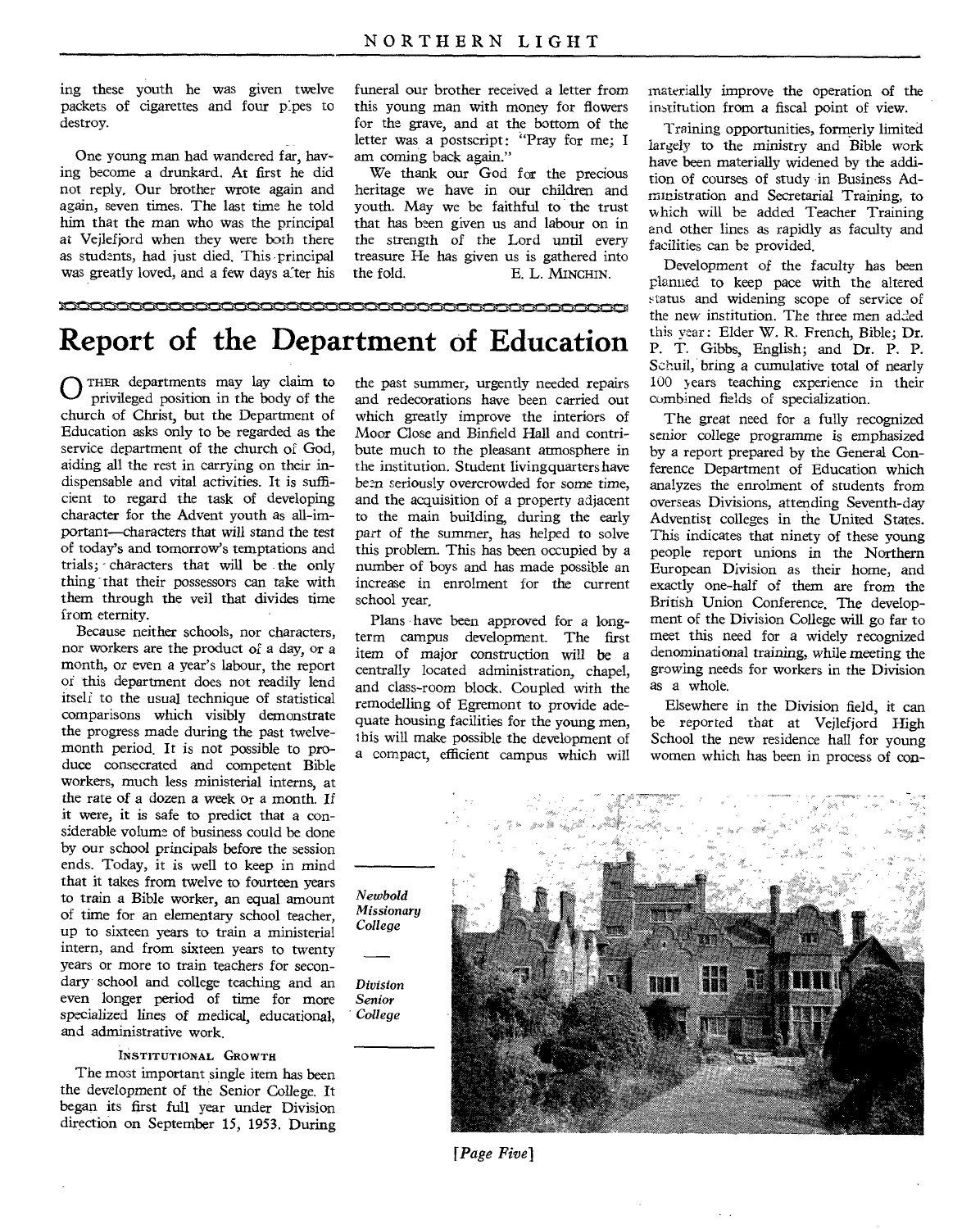ing these youth he was given twelve packets of cigarettes and four pipes to destroy.

One young man had wandered far, having become a drunkard. At first he did not reply. Our brother wrote again and again, seven times. The last time he told him that the man who was the principal at Vejlefjord when they were both there as students, had just died. This principal was greatly loved, and a few days after his funeral our brother received a letter from this young man with money for flowers for the grave, and at the bottom of the letter was a postscript: "Pray for me; I am coming back again."

We thank our God for the precious heritage we have in our children and youth. May we be faithful to the trust that has been given us and labour on in the strength of the Lord until every treasure He has given us is gathered into the fold.

E. L. MINCHIN.

# Report of the Department of Education

OTHER departments may lay claim to privileged position in the body of the church of Christ, but the Department of Education asks only to be regarded as the service department of the church of God, aiding all the rest in carrying on their indispensable and vital activities. It is sufficient to regard the task of developing character for the Advent youth as all-important—characters that will stand the test of today's and tomorrow's temptations and trials; characters that will be the only thing that their possessors can take with them through the veil that divides time from eternity.

Because neither schools, nor characters, nor workers are the product of a day, or a month, or even a year's labour, the report of this department does not readily lend itself to the usual technique of statistical comparisons which visibly demonstrate the progress made during the past twelve-month period. It is not possible to produce consecrated and competent Bible workers, much less ministerial interns, at the rate of a dozen a week or a month. If it were, it is safe to predict that a considerable volume of business could be done by our school principals before the session ends. Today, it is well to keep in mind that it takes from twelve to fourteen years to train a Bible worker, an equal amount of time for an elementary school teacher, up to sixteen years to train a ministerial intern, and from sixteen years to twenty years or more to train teachers for secondary school and college teaching and an even longer period of time for more specialized lines of medical, educational, and administrative work.

### INSTITUTIONAL GROWTH

The most important single item has been the development of the Senior College. It began its first full year under Division direction on September 15, 1953. During the past summer, urgently needed repairs and redecorations have been carried out which greatly improve the interiors of Moor Close and Binfield Hall and contribute much to the pleasant atmosphere in the institution. Student livingquarters have been seriously overcrowded for some time, and the acquisition of a property adjacent to the main building, during the early part of the summer, has helped to solve this problem. This has been occupied by a number of boys and has made possible an increase in enrolment for the current school year.

Plans have been approved for a long-term campus development. The first item of major construction will be a centrally located administration, chapel, and class-room block. Coupled with the remodelling of Egremont to provide adequate housing facilities for the young men, this will make possible the development of a compact, efficient campus which will materially improve the operation of the institution from a fiscal point of view.

Training opportunities, formerly limited largely to the ministry and Bible work have been materially widened by the addition of courses of study in Business Administration and Secretarial Training, to which will be added Teacher Training and other lines as rapidly as faculty and facilities can be provided.

Development of the faculty has been planned to keep pace with the altered status and widening scope of service of the new institution. The three men added this year: Elder W. R. French, Bible; Dr. P. T. Gibbs, English; and Dr. P. P. Schuil, bring a cumulative total of nearly 100 years teaching experience in their combined fields of specialization.

The great need for a fully recognized senior college programme is emphasized by a report prepared by the General Conference Department of Education which analyzes the enrolment of students from overseas Divisions, attending Seventh-day Adventist colleges in the United States. This indicates that ninety of these young people report unions in the Northern European Division as their home, and exactly one-half of them are from the British Union Conference. The development of the Division College will go far to meet this need for a widely recognized denominational training, while meeting the growing needs for workers in the Division as a whole.

Elsewhere in the Division field, it can be reported that at Vejlefjord High School the new residence hall for young women which has been in process of con-

*Newbold Missionary College*

*Division Senior College*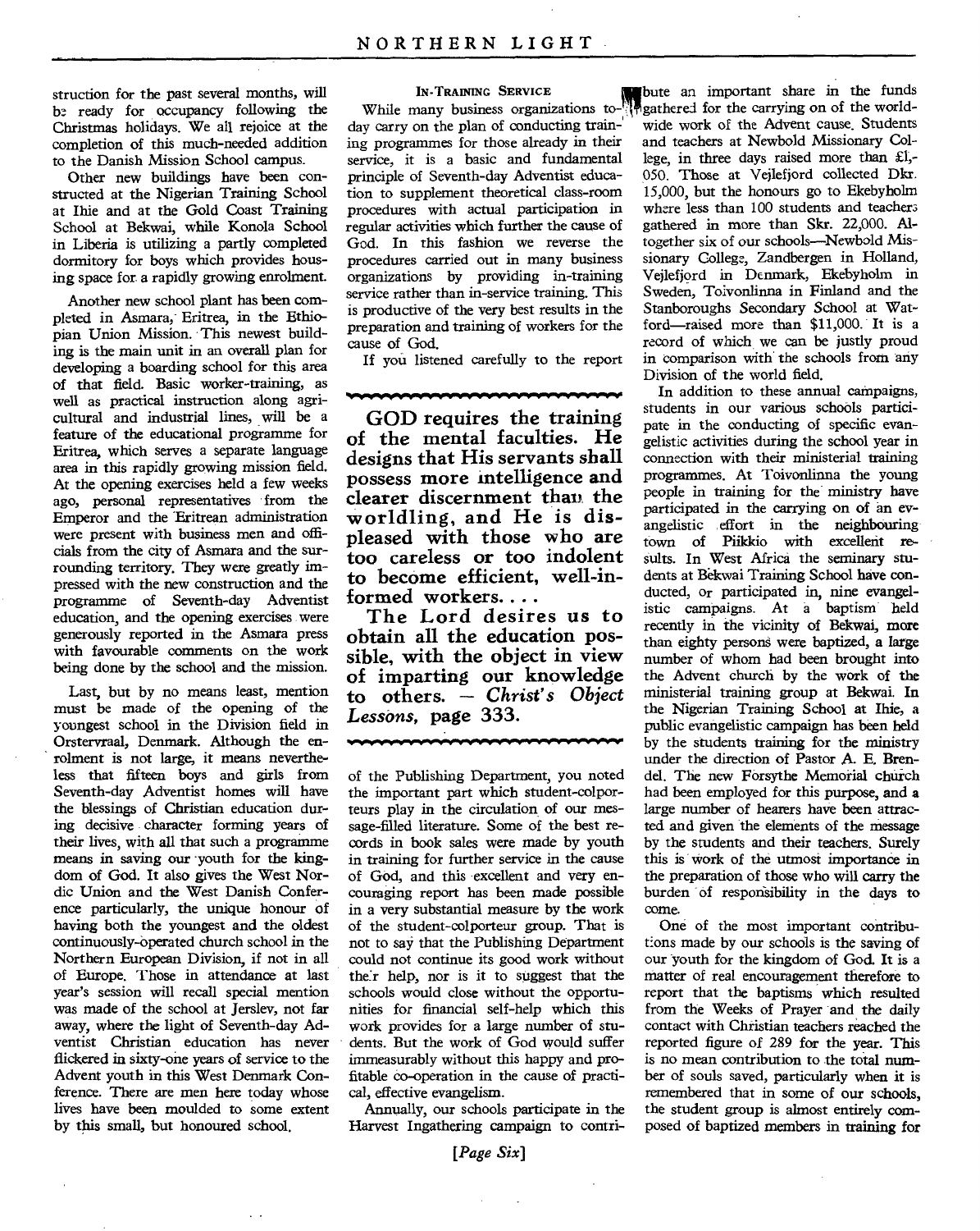struction for the past several months, will be ready for occupancy following the Christmas holidays. We all rejoice at the completion of this much-needed addition to the Danish Mission School campus.

Other new buildings have been constructed at the Nigerian Training School at Ihie and at the Gold Coast Training School at Bekwai, while Konola School in Liberia is utilizing a partly completed dormitory for boys which provides housing space for a rapidly growing enrolment.

Another new school plant has been completed in Asmara, Eritrea, in the Ethiopian Union Mission. This newest building is the main unit in an overall plan for developing a boarding school for this area of that field. Basic worker-training, as well as practical instruction along agricultural and industrial lines, will be a feature of the educational programme for Eritrea, which serves a separate language area in this rapidly growing mission field. At the opening exercises held a few weeks ago, personal representatives from the Emperor and the Eritrean administration were present with business men and officials from the city of Asmara and the surrounding territory. They were greatly impressed with the new construction and the programme of Seventh-day Adventist education, and the opening exercises were generously reported in the Asmara press with favourable comments on the work being done by the school and the mission.

Last, but by no means least, mention must be made of the opening of the youngest school in the Division field in Orstervraal, Denmark. Although the enrolment is not large, it means nevertheless that fifteen boys and girls from Seventh-day Adventist homes will have the blessings of Christian education during decisive character forming years of their lives, with all that such a programme means in saving our youth for the kingdom of God. It also gives the West Nordic Union and the West Danish Conference particularly, the unique honour of having both the youngest and the oldest continuously-operated church school in the Northern European Division, if not in all of Europe. Those in attendance at last year's session will recall special mention was made of the school at Jerslev, not far away, where the light of Seventh-day Adventist Christian education has never flickered in sixty-one years of service to the Advent youth in this West Denmark Conference. There are men here today whose lives have been moulded to some extent by this small, but honoured school.

### In-Training Service

While many business organizations today carry on the plan of conducting training programmes for those already in their service, it is a basic and fundamental principle of Seventh-day Adventist education to supplement theoretical class-room procedures with actual participation in regular activities which further the cause of God. In this fashion we reverse the procedures carried out in many business organizations by providing in-training service rather than in-service training. This is productive of the very best results in the preparation and training of workers for the cause of God.

If you listened carefully to the report of the Publishing Department, you noted the important part which student-colporteurs play in the circulation of our message-filled literature. Some of the best records in book sales were made by youth in training for further service in the cause of God, and this excellent and very encouraging report has been made possible in a very substantial measure by the work of the student-colporteur group. That is not to say that the Publishing Department could not continue its good work without their help, nor is it to suggest that the schools would close without the opportunities for financial self-help which this work provides for a large number of students. But the work of God would suffer immeasurably without this happy and profitable co-operation in the cause of practical, effective evangelism.

**GOD requires the training of the mental faculties. He designs that His servants shall possess more intelligence and clearer discernment than the worldling, and He is displeased with those who are too careless or too indolent to become efficient, well-informed workers. . . .**

**The Lord desires us to obtain all the education possible, with the object in view of imparting our knowledge to others. — *Christ's Object Lessons,* page 333.**

Annually, our schools participate in the Harvest Ingathering campaign to contribute an important share in the funds gathered for the carrying on of the world-wide work of the Advent cause. Students and teachers at Newbold Missionary College, in three days raised more than £1,050. Those at Vejlefjord collected Dkr. 15,000, but the honours go to Ekebyholm where less than 100 students and teachers gathered in more than Skr. 22,000. Altogether six of our schools—Newbold Missionary College, Zandbergen in Holland, Vejlefjord in Denmark, Ekebyholm in Sweden, Toivonlinna in Finland and the Stanboroughs Secondary School at Watford—raised more than $11,000. It is a record of which we can be justly proud in comparison with the schools from any Division of the world field.

In addition to these annual campaigns, students in our various schools participate in the conducting of specific evangelistic activities during the school year in connection with their ministerial training programmes. At Toivonlinna the young people in training for the ministry have participated in the carrying on of an evangelistic effort in the neighbouring town of Piikkio with excellent results. In West Africa the seminary students at Bekwai Training School have conducted, or participated in, nine evangelistic campaigns. At a baptism held recently in the vicinity of Bekwai, more than eighty persons were baptized, a large number of whom had been brought into the Advent church by the work of the ministerial training group at Bekwai. In the Nigerian Training School at Ihie, a public evangelistic campaign has been held by the students training for the ministry under the direction of Pastor A. E. Brendel. The new Forsythe Memorial church had been employed for this purpose, and a large number of hearers have been attracted and given the elements of the message by the students and their teachers. Surely this is work of the utmost importance in the preparation of those who will carry the burden of responsibility in the days to come.

One of the most important contributions made by our schools is the saving of our youth for the kingdom of God. It is a matter of real encouragement therefore to report that the baptisms which resulted from the Weeks of Prayer and the daily contact with Christian teachers reached the reported figure of 289 for the year. This is no mean contribution to the total number of souls saved, particularly when it is remembered that in some of our schools, the student group is almost entirely composed of baptized members in training for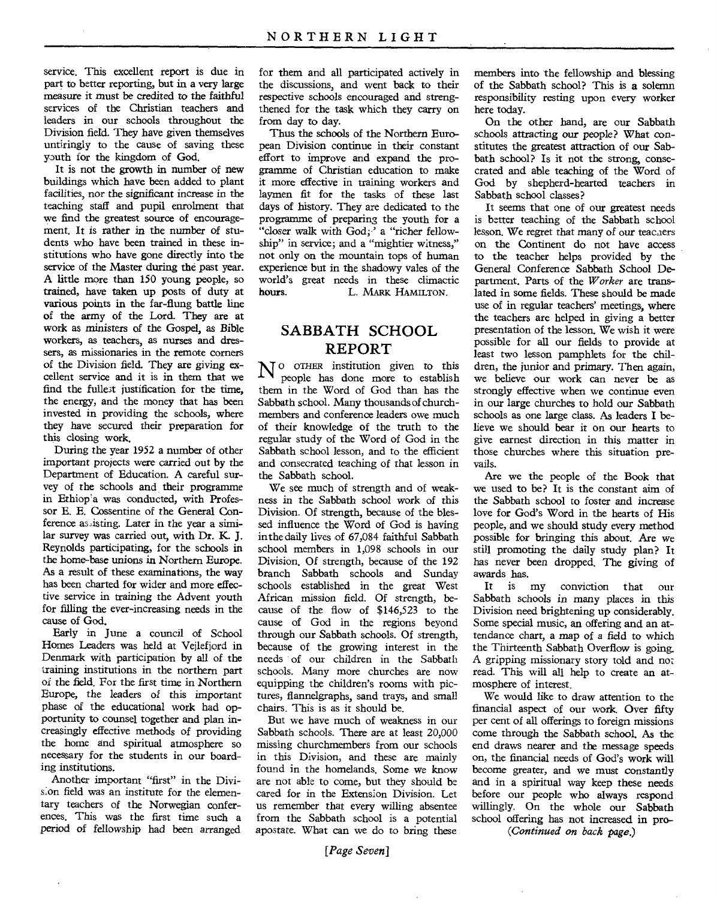service. This excellent report is due in part to better reporting, but in a very large measure it must be credited to the faithful services of the Christian teachers and leaders in our schools throughout the Division field. They have given themselves untiringly to the cause of saving these youth for the kingdom of God.

It is not the growth in number of new buildings which have been added to plant facilities, nor the significant increase in the teaching staff and pupil enrolment that we find the greatest source of encouragement. It is rather in the number of students who have been trained in these institutions who have gone directly into the service of the Master during the past year. A little more than 150 young people, so trained, have taken up posts of duty at various points in the far-flung battle line of the army of the Lord. They are at work as ministers of the Gospel, as Bible workers, as teachers, as nurses and dressers, as missionaries in the remote corners of the Division field. They are giving excellent service and it is in them that we find the fullest justification for the time, the energy, and the money that has been invested in providing the schools, where they have secured their preparation for this closing work.

During the year 1952 a number of other important projects were carried out by the Department of Education. A careful survey of the schools and their programme in Ethiopia was conducted, with Professor E. E. Cossentine of the General Conference assisting. Later in the year a similar survey was carried out, with Dr. K. J. Reynolds participating, for the schools in the home-base unions in Northern Europe. As a result of these examinations, the way has been charted for wider and more effective service in training the Advent youth for filling the ever-increasing needs in the cause of God.

Early in June a council of School Homes Leaders was held at Vejlefjord in Denmark with participation by all of the training institutions in the northern part of the field. For the first time in Northern Europe, the leaders of this important phase of the educational work had opportunity to counsel together and plan increasingly effective methods of providing the home and spiritual atmosphere so necessary for the students in our boarding institutions.

Another important "first" in the Division field was an institute for the elementary teachers of the Norwegian conferences. This was the first time such a period of fellowship had been arranged for them and all participated actively in the discussions, and went back to their respective schools encouraged and strengthened for the task which they carry on from day to day.

Thus the schools of the Northern European Division continue in their constant effort to improve and expand the programme of Christian education to make it more effective in training workers and laymen fit for the tasks of these last days of history. They are dedicated to the programme of preparing the youth for a "closer walk with God;" a "richer fellowship" in service; and a "mightier witness," not only on the mountain tops of human experience but in the shadowy vales of the world's great needs in these climactic **hours.**

L. MARK HAMILTON.

## SABBATH SCHOOL REPORT

NO OTHER institution given to this people has done more to establish them in the Word of God than has the Sabbath school. Many thousands of churchmembers and conference leaders owe much of their knowledge of the truth to the regular study of the Word of God in the Sabbath school lesson, and to the efficient and consecrated teaching of that lesson in the Sabbath school.

We see much of strength and of weakness in the Sabbath school work of this Division. Of strength, because of the blessed influence the Word of God is having in the daily lives of 67,084 faithful Sabbath school members in 1,098 schools in our Division. Of strength, because of the 192 branch Sabbath schools and Sunday schools established in the great West African mission field. Of strength, because of the flow of $146,523 to the cause of God in the regions beyond through our Sabbath schools. Of strength, because of the growing interest in the needs of our children in the Sabbath schools. Many more churches are now equipping the children's rooms with pictures, flannelgraphs, sand trays, and small chairs. This is as it should be.

But we have much of weakness in our Sabbath schools. There are at least 20,000 missing churchmembers from our schools in this Division, and these are mainly found in the homelands. Some we know are not able to come, but they should be cared for in the Extension Division. Let us remember that every willing absentee from the Sabbath school is a potential apostate. What can we do to bring these members into the fellowship and blessing of the Sabbath school? This is a solemn responsibility resting upon every worker here today.

On the other hand, are our Sabbath schools attracting our people? What constitutes the greatest attraction of our Sabbath school? Is it not the strong, consecrated and able teaching of the Word of God by shepherd-hearted teachers in Sabbath school classes?

It seems that one of our greatest needs is better teaching of the Sabbath school lesson. We regret that many of our teachers on the Continent do not have access to the teacher helps provided by the General Conference Sabbath School Department. Parts of the *Worker* are translated in some fields. These should be made use of in regular teachers' meetings, where the teachers are helped in giving a better presentation of the lesson. We wish it were possible for all our fields to provide at least two lesson pamphlets for the children, the junior and primary. Then again, we believe our work can never be as strongly effective when we continue even in our large churches to hold our Sabbath schools as one large class. As leaders I believe we should bear it on our hearts to give earnest direction in this matter in those churches where this situation prevails.

Are we the people of the Book that we used to be? It is the constant aim of the Sabbath school to foster and increase love for God's Word in the hearts of His people, and we should study every method possible for bringing this about. Are we still promoting the daily study plan? It has never been dropped. The giving of awards has.

It is my conviction that our Sabbath schools in many places in this Division need brightening up considerably. Some special music, an offering and an attendance chart, a map of a field to which the Thirteenth Sabbath Overflow is going. A gripping missionary story told and not read. This will all help to create an atmosphere of interest.

We would like to draw attention to the financial aspect of our work. Over fifty per cent of all offerings to foreign missions come through the Sabbath school. As the end draws nearer and the message speeds on, the financial needs of God's work will become greater, and we must constantly and in a spiritual way keep these needs before our people who always respond willingly. On the whole our Sabbath school offering has not increased in pro-

*(Continued on back page.)*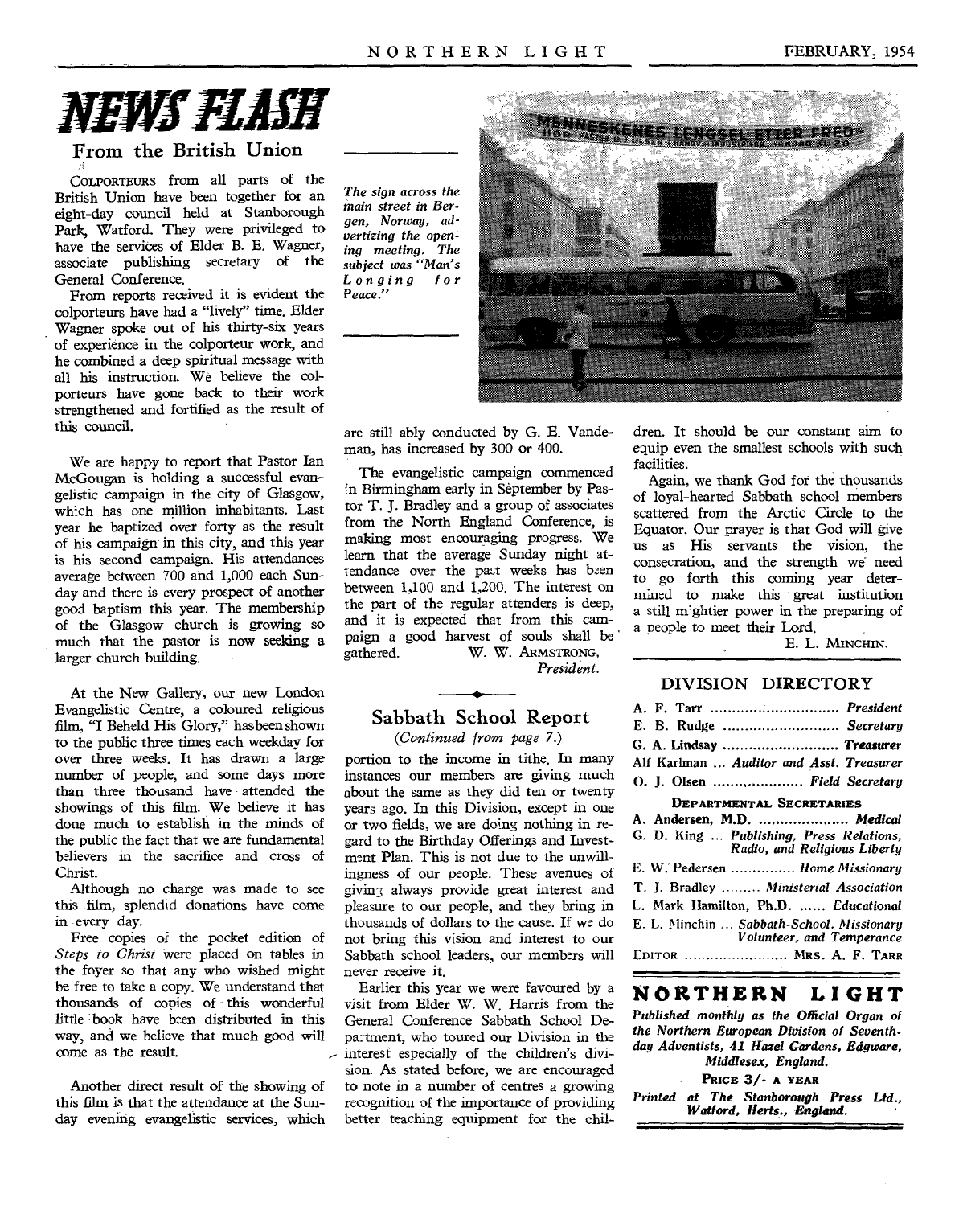# NEWS FLASH

## From the British Union

COLPORTEURS from all parts of the British Union have been together for an eight-day council held at Stanborough Park, Watford. They were privileged to have the services of Elder B. E. Wagner, associate publishing secretary of the General Conference.

From reports received it is evident the colporteurs have had a "lively" time. Elder Wagner spoke out of his thirty-six years of experience in the colporteur work, and he combined a deep spiritual message with all his instruction. We believe the colporteurs have gone back to their work strengthened and fortified as the result of this council.

We are happy to report that Pastor Ian McGougan is holding a successful evangelistic campaign in the city of Glasgow, which has one million inhabitants. Last year he baptized over forty as the result of his campaign in this city, and this year is his second campaign. His attendances average between 700 and 1,000 each Sunday and there is every prospect of another good baptism this year. The membership of the Glasgow church is growing so much that the pastor is now seeking a larger church building.

At the New Gallery, our new London Evangelistic Centre, a coloured religious film, "I Beheld His Glory," has been shown to the public three times each weekday for over three weeks. It has drawn a large number of people, and some days more than three thousand have attended the showings of this film. We believe it has done much to establish in the minds of the public the fact that we are fundamental believers in the sacrifice and cross of Christ.

Although no charge was made to see this film, splendid donations have come in every day.

Free copies of the pocket edition of *Steps to Christ* were placed on tables in the foyer so that any who wished might be free to take a copy. We understand that thousands of copies of this wonderful little book have been distributed in this way, and we believe that much good will come as the result.

Another direct result of the showing of this film is that the attendance at the Sunday evening evangelistic services, which are still ably conducted by G. E. Vandeman, has increased by 300 or 400.

The evangelistic campaign commenced in Birmingham early in September by Pastor T. J. Bradley and a group of associates from the North England Conference, is making most encouraging progress. We learn that the average Sunday night attendance over the past weeks has been between 1,100 and 1,200. The interest on the part of the regular attenders is deep, and it is expected that from this campaign a good harvest of souls shall be gathered.

W. W. ARMSTRONG,
*President.*

*The sign across the main street in Bergen, Norway, advertizing the opening meeting. The subject was "Man's Longing for Peace."*

## Sabbath School Report

*(Continued from page 7.)*

portion to the income in tithe. In many instances our members are giving much about the same as they did ten or twenty years ago. In this Division, except in one or two fields, we are doing nothing in regard to the Birthday Offerings and Investment Plan. This is not due to the unwillingness of our people. These avenues of giving always provide great interest and pleasure to our people, and they bring in thousands of dollars to the cause. If we do not bring this vision and interest to our Sabbath school leaders, our members will never receive it.

Earlier this year we were favoured by a visit from Elder W. W. Harris from the General Conference Sabbath School Department, who toured our Division in the interest especially of the children's division. As stated before, we are encouraged to note in a number of centres a growing recognition of the importance of providing better teaching equipment for the children. It should be our constant aim to equip even the smallest schools with such facilities.

Again, we thank God for the thousands of loyal-hearted Sabbath school members scattered from the Arctic Circle to the Equator. Our prayer is that God will give us as His servants the vision, the consecration, and the strength we need to go forth this coming year determined to make this great institution a still mightier power in the preparing of a people to meet their Lord.

E. L. MINCHIN.

## DIVISION DIRECTORY

A. F. Tarr .......... *President*
E. B. Rudge .......... *Secretary*
G. A. Lindsay .......... *Treasurer*
Alf Karlman ... *Auditor and Asst. Treasurer*
O. J. Olsen .......... *Field Secretary*

**DEPARTMENTAL SECRETARIES**

A. Andersen, M.D. .......... *Medical*
G. D. King ... *Publishing, Press Relations, Radio, and Religious Liberty*
E. W. Pedersen .......... *Home Missionary*
T. J. Bradley .......... *Ministerial Association*
L. Mark Hamilton, Ph.D. ...... *Educational*
E. L. Minchin ... *Sabbath-School, Missionary Volunteer, and Temperance*
EDITOR .......... MRS. A. F. TARR

## NORTHERN LIGHT

*Published monthly as the Official Organ of the Northern European Division of Seventh-day Adventists, 41 Hazel Gardens, Edgware, Middlesex, England.*

PRICE 3/- A YEAR

*Printed at The Stanborough Press Ltd., Watford, Herts., England.*